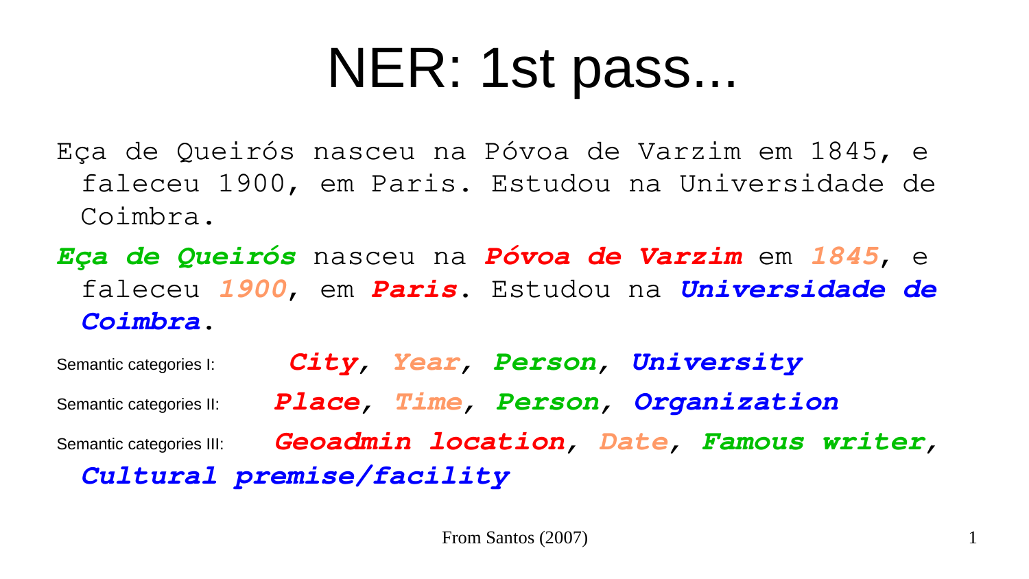# NER: 1st pass...

Eça de Queirós nasceu na Póvoa de Varzim em 1845, e faleceu 1900, em Paris. Estudou na Universidade de Coimbra.

***Eça de Queirós*** nasceu na ***Póvoa de Varzim*** em ***1845***, e faleceu ***1900***, em ***Paris***. Estudou na ***Universidade de Coimbra***.

Semantic categories I: ***City***, ***Year***, ***Person***, ***University***

Semantic categories II: ***Place***, ***Time***, ***Person***, ***Organization***

Semantic categories III: ***Geoadmin location***, ***Date***, ***Famous writer***, ***Cultural premise/facility***

From Santos (2007)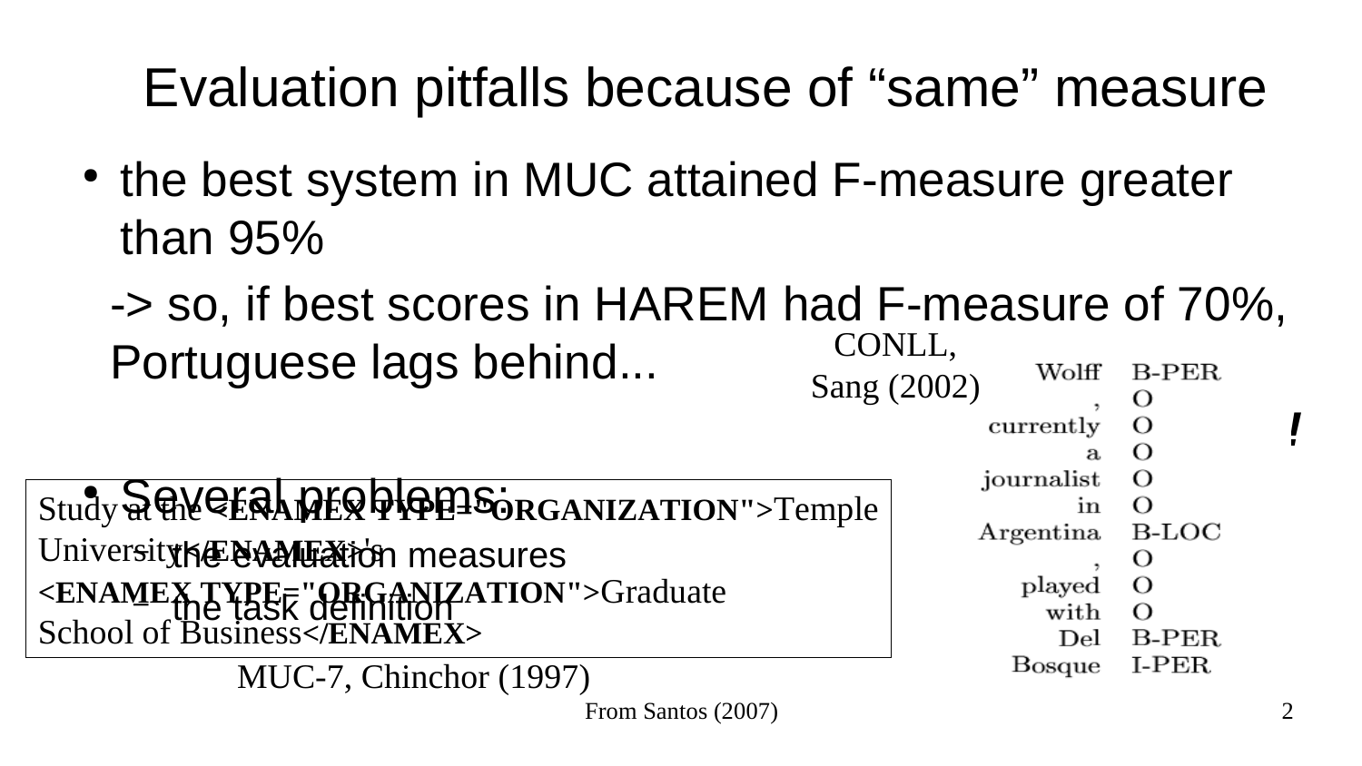# Evaluation pitfalls because of "same" measure

- the best system in MUC attained F-measure greater than 95%

  -> so, if best scores in HAREM had F-measure of 70%, Portuguese lags behind...

- Several problems:
  - the evaluation measures
  - the task definition

```
Study at the <ENAMEX TYPE="ORGANIZATION">Temple
University</ENAMEX>'s
<ENAMEX TYPE="ORGANIZATION">Graduate
School of Business</ENAMEX>
```

MUC-7, Chinchor (1997)

CONLL, Sang (2002)

| | |
|---|---|
| Wolff | B-PER |
| , | O |
| currently | O |
| a | O |
| journalist | O |
| in | O |
| Argentina | B-LOC |
| , | O |
| played | O |
| with | O |
| Del | B-PER |
| Bosque | I-PER |

!

From Santos (2007)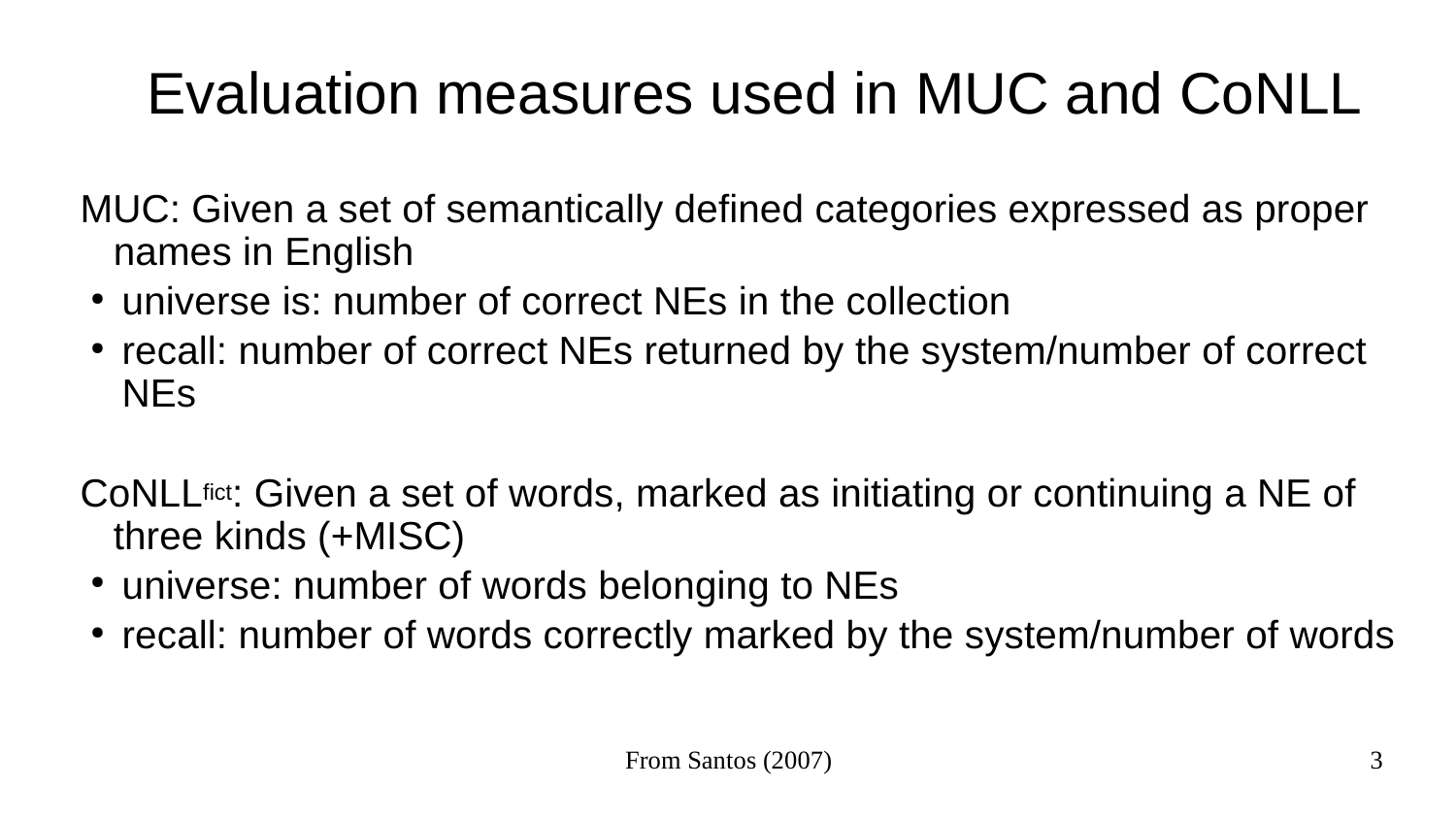# Evaluation measures used in MUC and CoNLL

MUC: Given a set of semantically defined categories expressed as proper names in English

- universe is: number of correct NEs in the collection
- recall: number of correct NEs returned by the system/number of correct NEs

CoNLL[fict]: Given a set of words, marked as initiating or continuing a NE of three kinds (+MISC)

- universe: number of words belonging to NEs
- recall: number of words correctly marked by the system/number of words

From Santos (2007)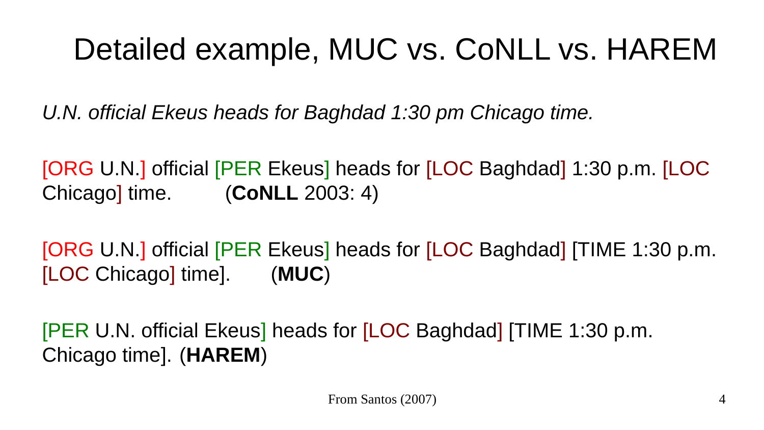# Detailed example, MUC vs. CoNLL vs. HAREM

*U.N. official Ekeus heads for Baghdad 1:30 pm Chicago time.*

[ORG U.N.] official [PER Ekeus] heads for [LOC Baghdad] 1:30 p.m. [LOC Chicago] time. (**CoNLL** 2003: 4)

[ORG U.N.] official [PER Ekeus] heads for [LOC Baghdad] [TIME 1:30 p.m. [LOC Chicago] time]. (**MUC**)

[PER U.N. official Ekeus] heads for [LOC Baghdad] [TIME 1:30 p.m. Chicago time]. (**HAREM**)

From Santos (2007)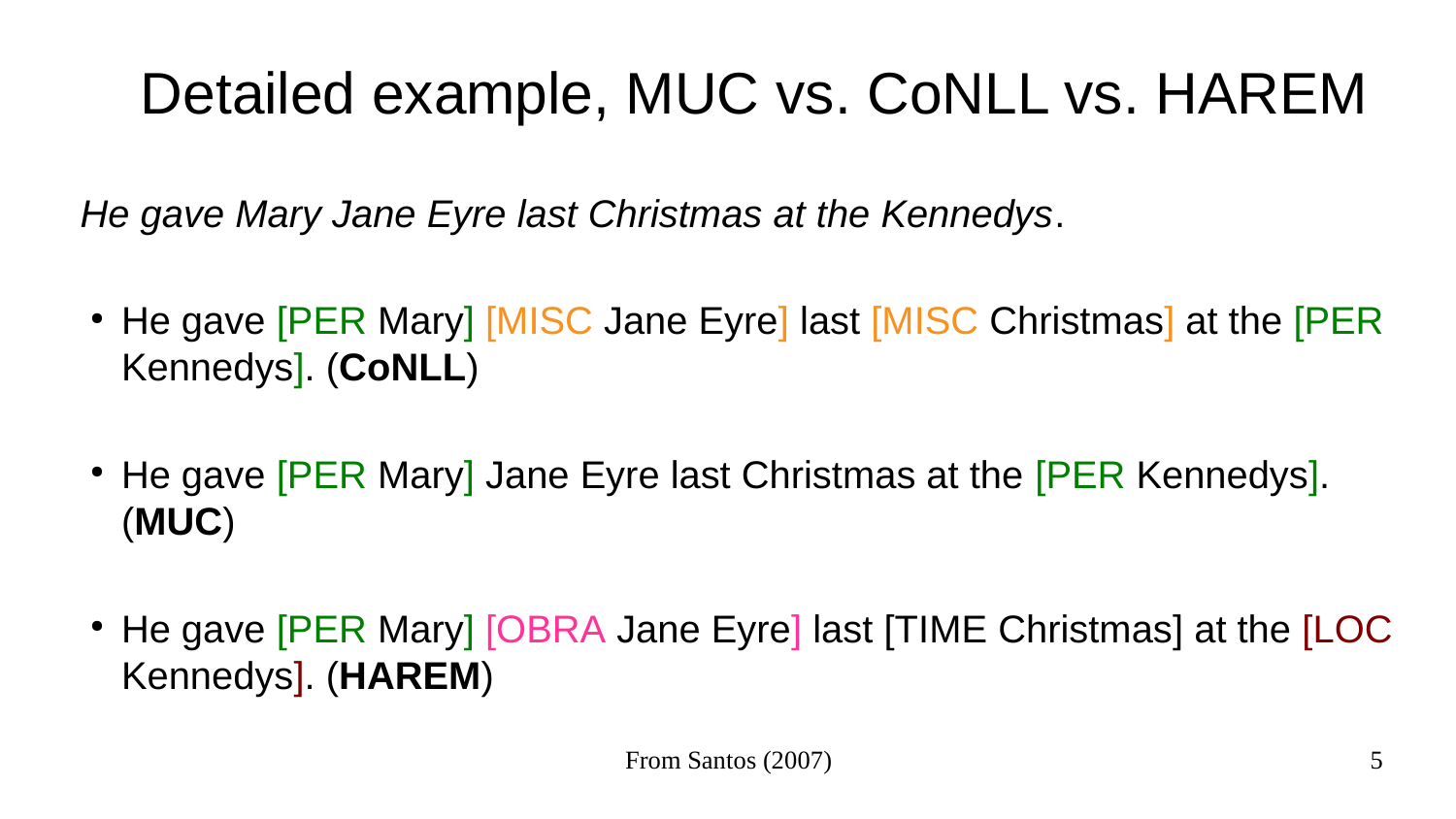# Detailed example, MUC vs. CoNLL vs. HAREM

*He gave Mary Jane Eyre last Christmas at the Kennedys*.

- He gave [PER Mary] [MISC Jane Eyre] last [MISC Christmas] at the [PER Kennedys]. (**CoNLL**)
- He gave [PER Mary] Jane Eyre last Christmas at the [PER Kennedys]. (**MUC**)
- He gave [PER Mary] [OBRA Jane Eyre] last [TIME Christmas] at the [LOC Kennedys]. (**HAREM**)

From Santos (2007)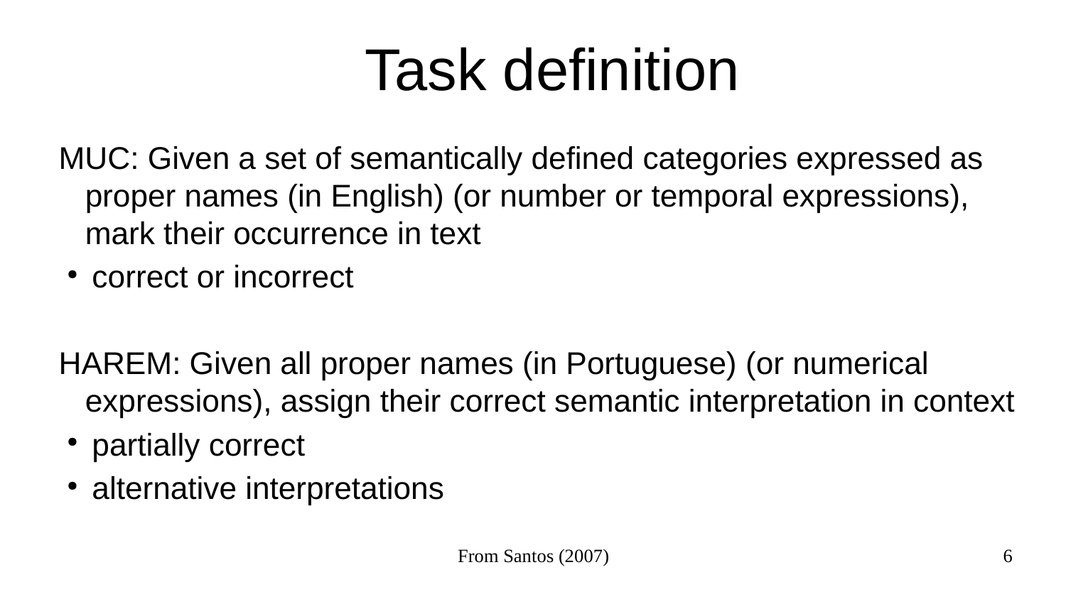# Task definition

MUC: Given a set of semantically defined categories expressed as proper names (in English) (or number or temporal expressions), mark their occurrence in text

- correct or incorrect

HAREM: Given all proper names (in Portuguese) (or numerical expressions), assign their correct semantic interpretation in context

- partially correct
- alternative interpretations

From Santos (2007)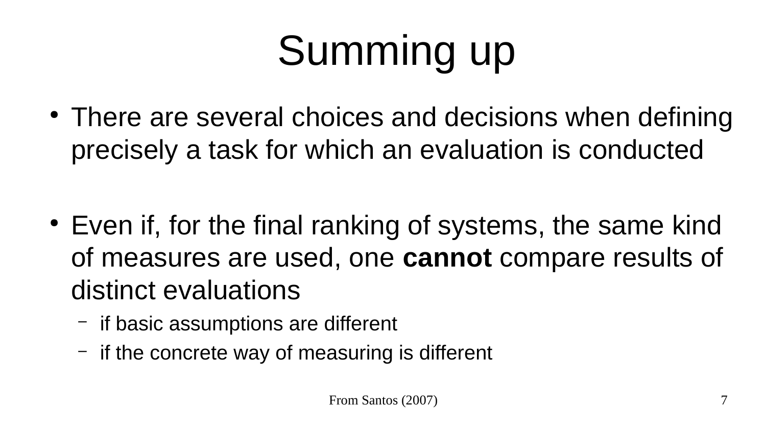# Summing up

- There are several choices and decisions when defining precisely a task for which an evaluation is conducted

- Even if, for the final ranking of systems, the same kind of measures are used, one **cannot** compare results of distinct evaluations
  - if basic assumptions are different
  - if the concrete way of measuring is different

From Santos (2007)